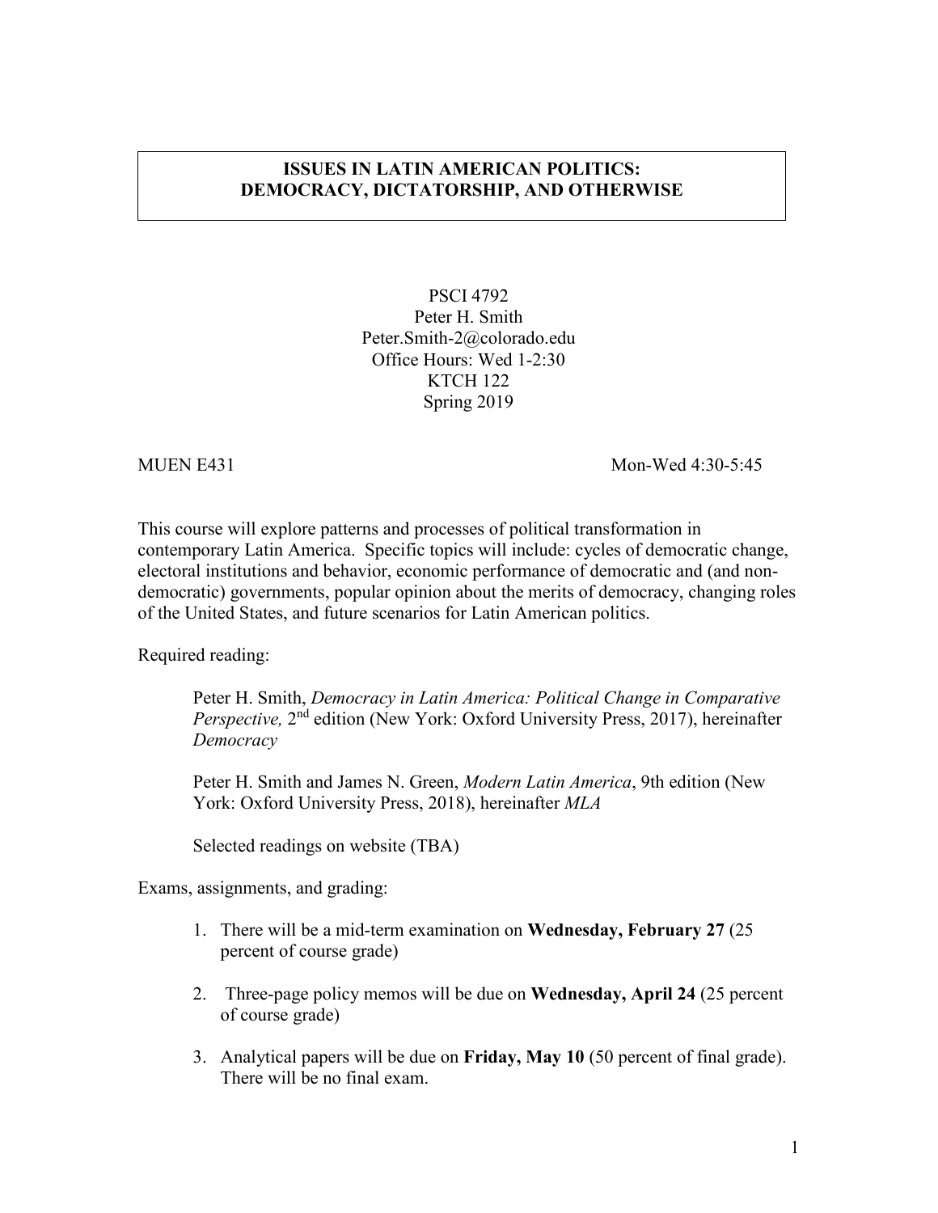# ISSUES IN LATIN AMERICAN POLITICS: DEMOCRACY, DICTATORSHIP, AND OTHERWISE

PSCI 4792
Peter H. Smith
Peter.Smith-2@colorado.edu
Office Hours: Wed 1-2:30
KTCH 122
Spring 2019

MUEN E431 Mon-Wed 4:30-5:45

This course will explore patterns and processes of political transformation in contemporary Latin America. Specific topics will include: cycles of democratic change, electoral institutions and behavior, economic performance of democratic and (and non-democratic) governments, popular opinion about the merits of democracy, changing roles of the United States, and future scenarios for Latin American politics.

Required reading:

> Peter H. Smith, *Democracy in Latin America: Political Change in Comparative Perspective,* 2nd edition (New York: Oxford University Press, 2017), hereinafter *Democracy*
>
> Peter H. Smith and James N. Green, *Modern Latin America*, 9th edition (New York: Oxford University Press, 2018), hereinafter *MLA*
>
> Selected readings on website (TBA)

Exams, assignments, and grading:

1. There will be a mid-term examination on **Wednesday, February 27** (25 percent of course grade)
2. Three-page policy memos will be due on **Wednesday, April 24** (25 percent of course grade)
3. Analytical papers will be due on **Friday, May 10** (50 percent of final grade). There will be no final exam.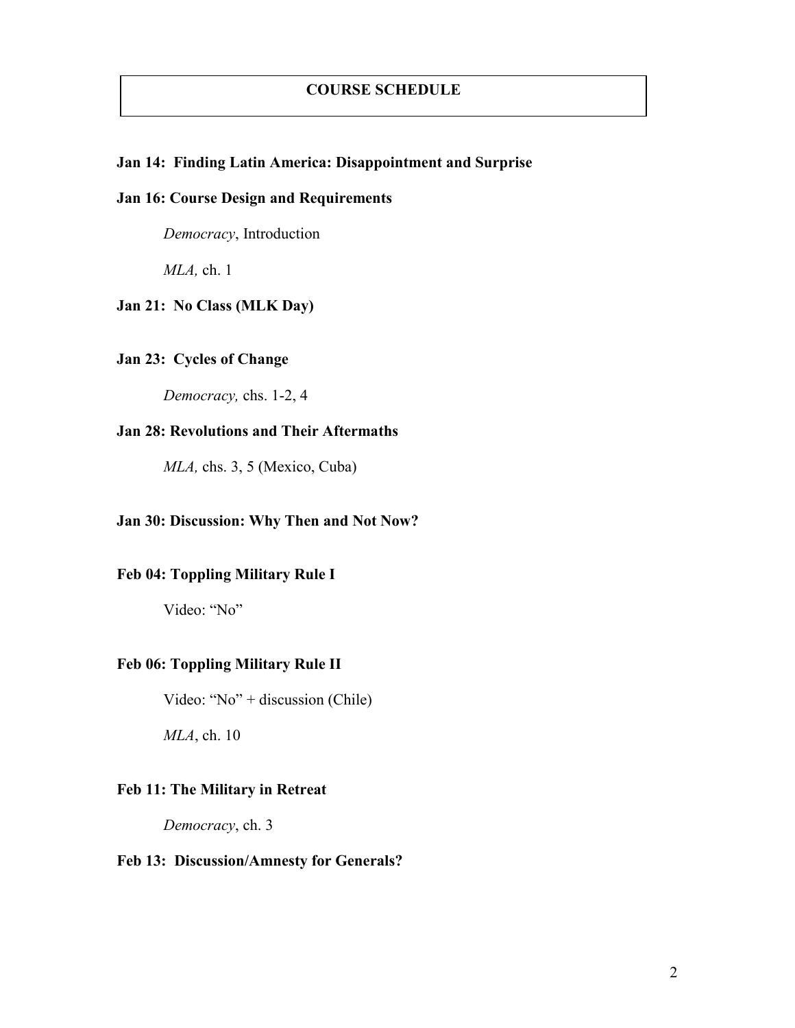## COURSE SCHEDULE

**Jan 14: Finding Latin America: Disappointment and Surprise**

**Jan 16: Course Design and Requirements**

*Democracy*, Introduction

*MLA,* ch. 1

**Jan 21: No Class (MLK Day)**

**Jan 23: Cycles of Change**

*Democracy,* chs. 1-2, 4

**Jan 28: Revolutions and Their Aftermaths**

*MLA,* chs. 3, 5 (Mexico, Cuba)

**Jan 30: Discussion: Why Then and Not Now?**

**Feb 04: Toppling Military Rule I**

Video: "No"

**Feb 06: Toppling Military Rule II**

Video: "No" + discussion (Chile)

*MLA*, ch. 10

**Feb 11: The Military in Retreat**

*Democracy*, ch. 3

**Feb 13: Discussion/Amnesty for Generals?**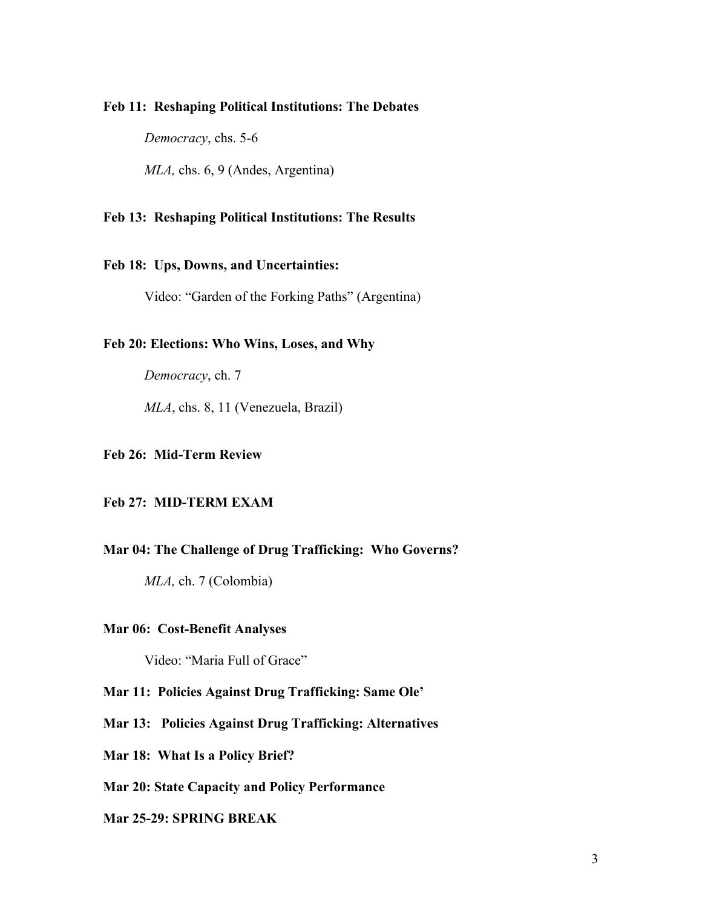**Feb 11: Reshaping Political Institutions: The Debates**

*Democracy*, chs. 5-6

*MLA,* chs. 6, 9 (Andes, Argentina)

**Feb 13: Reshaping Political Institutions: The Results**

**Feb 18: Ups, Downs, and Uncertainties:**

Video: "Garden of the Forking Paths" (Argentina)

**Feb 20: Elections: Who Wins, Loses, and Why**

*Democracy*, ch. 7

*MLA*, chs. 8, 11 (Venezuela, Brazil)

**Feb 26: Mid-Term Review**

**Feb 27: MID-TERM EXAM**

**Mar 04: The Challenge of Drug Trafficking: Who Governs?**

*MLA,* ch. 7 (Colombia)

**Mar 06: Cost-Benefit Analyses**

Video: "Maria Full of Grace"

**Mar 11: Policies Against Drug Trafficking: Same Ole'**

**Mar 13: Policies Against Drug Trafficking: Alternatives**

**Mar 18: What Is a Policy Brief?**

**Mar 20: State Capacity and Policy Performance**

**Mar 25-29: SPRING BREAK**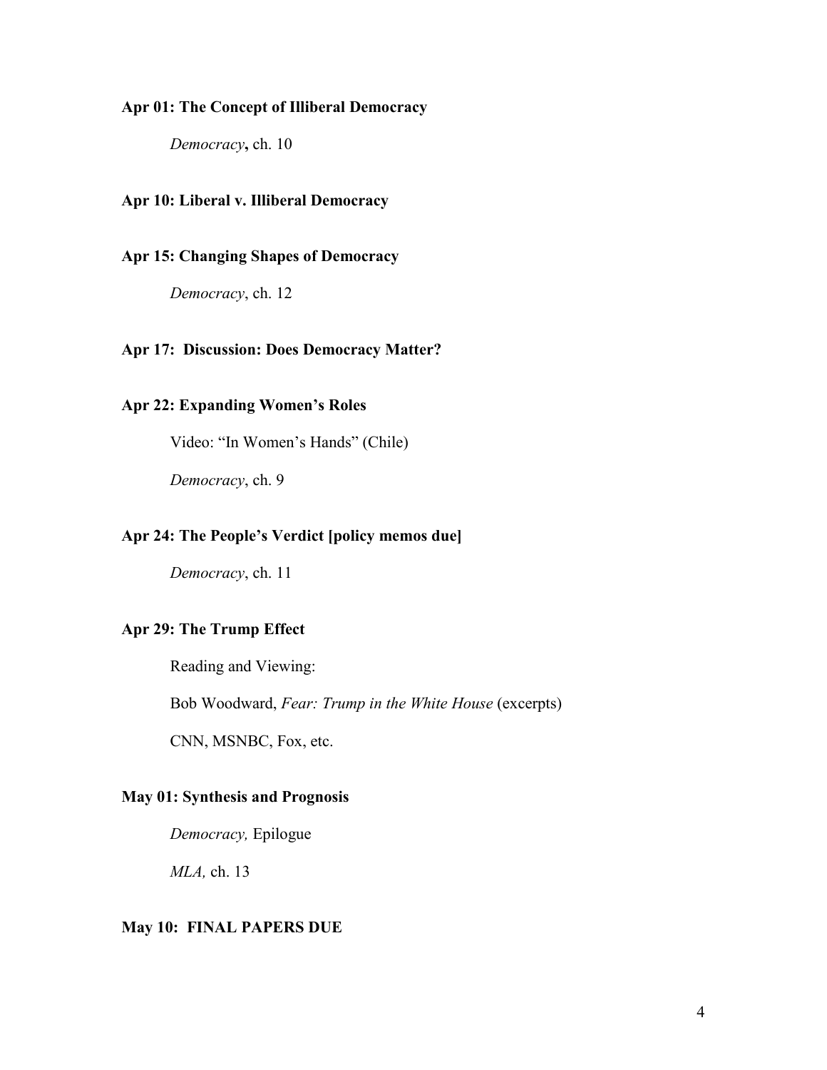**Apr 01: The Concept of Illiberal Democracy**

*Democracy***,** ch. 10

**Apr 10: Liberal v. Illiberal Democracy**

**Apr 15: Changing Shapes of Democracy**

*Democracy*, ch. 12

**Apr 17: Discussion: Does Democracy Matter?**

**Apr 22: Expanding Women's Roles**

Video: "In Women's Hands" (Chile)

*Democracy*, ch. 9

**Apr 24: The People's Verdict [policy memos due]**

*Democracy*, ch. 11

**Apr 29: The Trump Effect**

Reading and Viewing:

Bob Woodward, *Fear: Trump in the White House* (excerpts)

CNN, MSNBC, Fox, etc.

**May 01: Synthesis and Prognosis**

*Democracy,* Epilogue

*MLA,* ch. 13

**May 10: FINAL PAPERS DUE**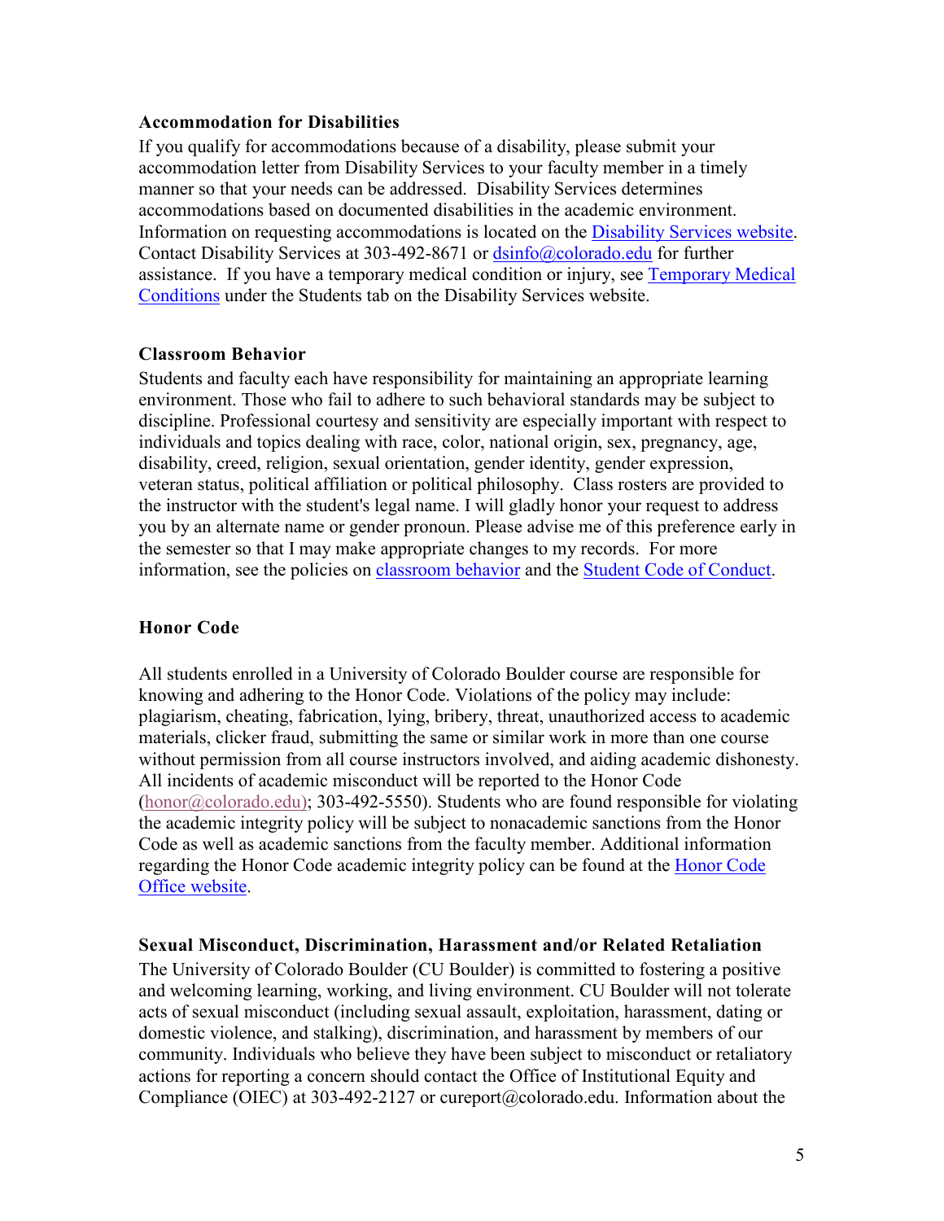### Accommodation for Disabilities

If you qualify for accommodations because of a disability, please submit your accommodation letter from Disability Services to your faculty member in a timely manner so that your needs can be addressed. Disability Services determines accommodations based on documented disabilities in the academic environment. Information on requesting accommodations is located on the Disability Services website. Contact Disability Services at 303-492-8671 or dsinfo@colorado.edu for further assistance. If you have a temporary medical condition or injury, see Temporary Medical Conditions under the Students tab on the Disability Services website.

### Classroom Behavior

Students and faculty each have responsibility for maintaining an appropriate learning environment. Those who fail to adhere to such behavioral standards may be subject to discipline. Professional courtesy and sensitivity are especially important with respect to individuals and topics dealing with race, color, national origin, sex, pregnancy, age, disability, creed, religion, sexual orientation, gender identity, gender expression, veteran status, political affiliation or political philosophy. Class rosters are provided to the instructor with the student's legal name. I will gladly honor your request to address you by an alternate name or gender pronoun. Please advise me of this preference early in the semester so that I may make appropriate changes to my records. For more information, see the policies on classroom behavior and the Student Code of Conduct.

### Honor Code

All students enrolled in a University of Colorado Boulder course are responsible for knowing and adhering to the Honor Code. Violations of the policy may include: plagiarism, cheating, fabrication, lying, bribery, threat, unauthorized access to academic materials, clicker fraud, submitting the same or similar work in more than one course without permission from all course instructors involved, and aiding academic dishonesty. All incidents of academic misconduct will be reported to the Honor Code (honor@colorado.edu); 303-492-5550). Students who are found responsible for violating the academic integrity policy will be subject to nonacademic sanctions from the Honor Code as well as academic sanctions from the faculty member. Additional information regarding the Honor Code academic integrity policy can be found at the Honor Code Office website.

### Sexual Misconduct, Discrimination, Harassment and/or Related Retaliation

The University of Colorado Boulder (CU Boulder) is committed to fostering a positive and welcoming learning, working, and living environment. CU Boulder will not tolerate acts of sexual misconduct (including sexual assault, exploitation, harassment, dating or domestic violence, and stalking), discrimination, and harassment by members of our community. Individuals who believe they have been subject to misconduct or retaliatory actions for reporting a concern should contact the Office of Institutional Equity and Compliance (OIEC) at 303-492-2127 or cureport@colorado.edu. Information about the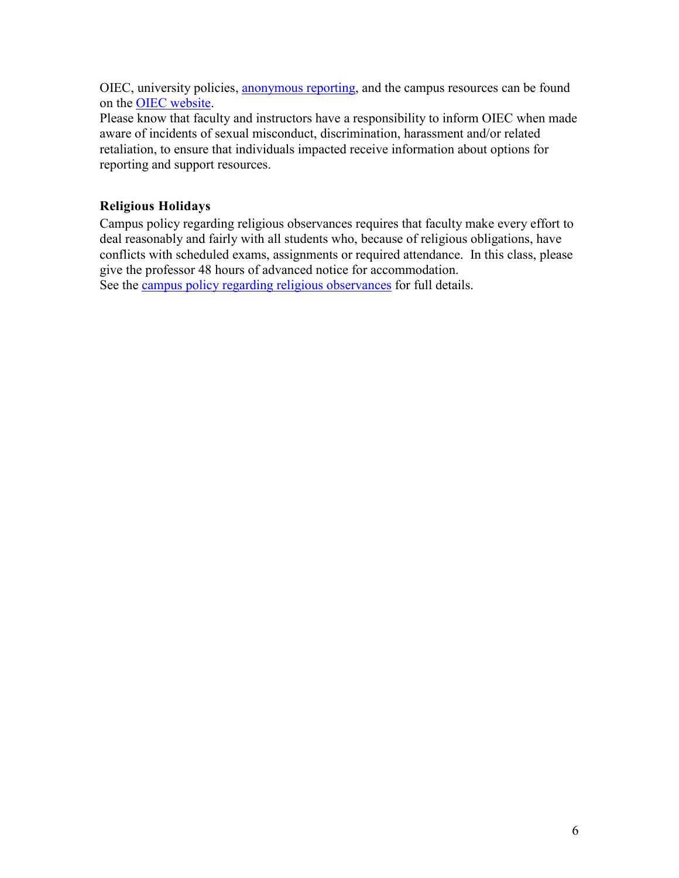OIEC, university policies, anonymous reporting, and the campus resources can be found on the OIEC website.

Please know that faculty and instructors have a responsibility to inform OIEC when made aware of incidents of sexual misconduct, discrimination, harassment and/or related retaliation, to ensure that individuals impacted receive information about options for reporting and support resources.

**Religious Holidays**

Campus policy regarding religious observances requires that faculty make every effort to deal reasonably and fairly with all students who, because of religious obligations, have conflicts with scheduled exams, assignments or required attendance. In this class, please give the professor 48 hours of advanced notice for accommodation.

See the campus policy regarding religious observances for full details.